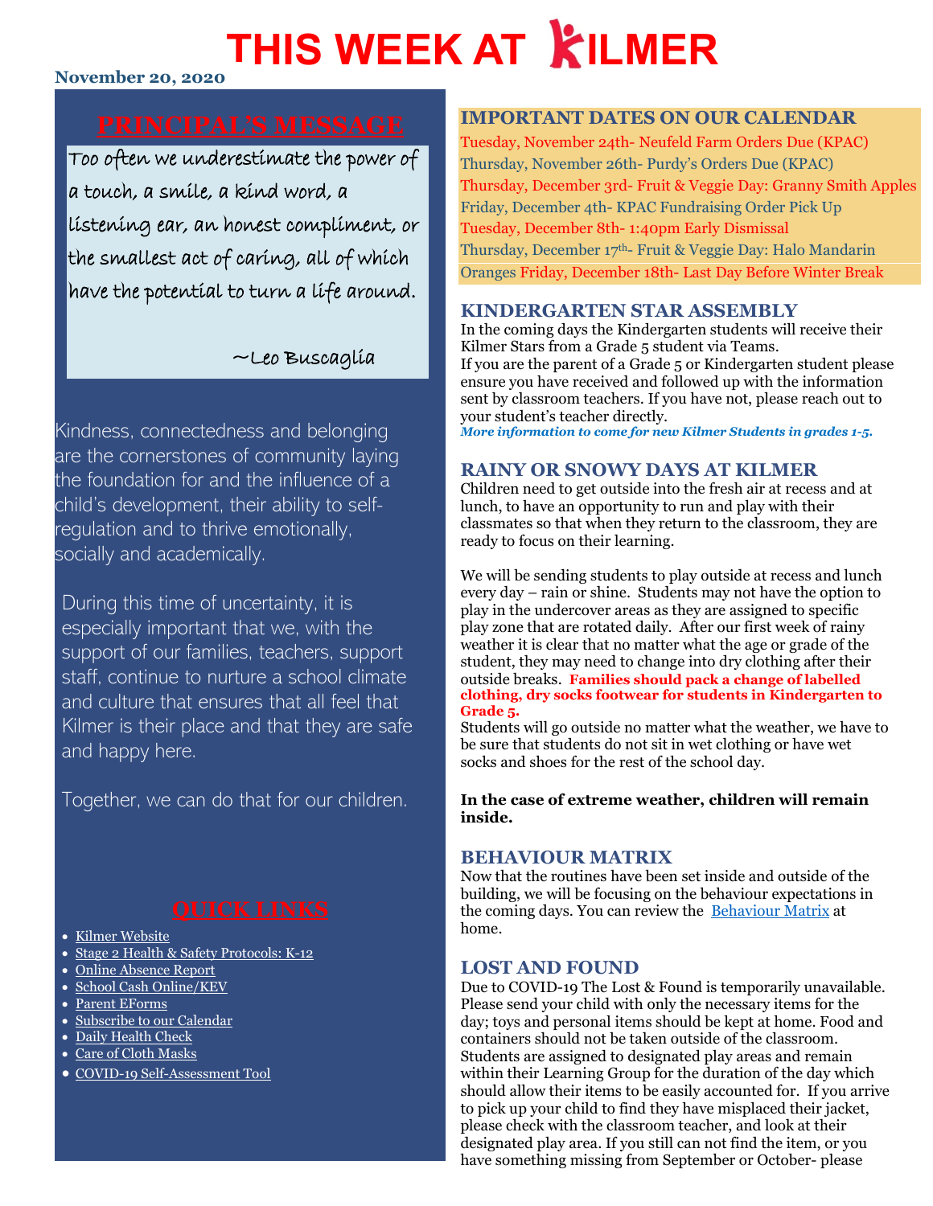# THIS WEEK AT KILMER

**November 20, 2020**

## PRINCIPAL'S MESSAGE

Too often we underestimate the power of a touch, a smile, a kind word, a listening ear, an honest compliment, or the smallest act of caring, all of which have the potential to turn a life around.

~Leo Buscaglia

Kindness, connectedness and belonging are the cornerstones of community laying the foundation for and the influence of a child's development, their ability to self-regulation and to thrive emotionally, socially and academically.

During this time of uncertainty, it is especially important that we, with the support of our families, teachers, support staff, continue to nurture a school climate and culture that ensures that all feel that Kilmer is their place and that they are safe and happy here.

Together, we can do that for our children.

## QUICK LINKS

- Kilmer Website
- Stage 2 Health & Safety Protocols: K-12
- Online Absence Report
- School Cash Online/KEV
- Parent EForms
- Subscribe to our Calendar
- Daily Health Check
- Care of Cloth Masks
- COVID-19 Self-Assessment Tool

## IMPORTANT DATES ON OUR CALENDAR

Tuesday, November 24th- Neufeld Farm Orders Due (KPAC)
Thursday, November 26th- Purdy's Orders Due (KPAC)
Thursday, December 3rd- Fruit & Veggie Day: Granny Smith Apples
Friday, December 4th- KPAC Fundraising Order Pick Up
Tuesday, December 8th- 1:40pm Early Dismissal
Thursday, December 17th- Fruit & Veggie Day: Halo Mandarin Oranges
Friday, December 18th- Last Day Before Winter Break

## KINDERGARTEN STAR ASSEMBLY

In the coming days the Kindergarten students will receive their Kilmer Stars from a Grade 5 student via Teams.
If you are the parent of a Grade 5 or Kindergarten student please ensure you have received and followed up with the information sent by classroom teachers. If you have not, please reach out to your student's teacher directly.
***More information to come for new Kilmer Students in grades 1-5.***

## RAINY OR SNOWY DAYS AT KILMER

Children need to get outside into the fresh air at recess and at lunch, to have an opportunity to run and play with their classmates so that when they return to the classroom, they are ready to focus on their learning.

We will be sending students to play outside at recess and lunch every day – rain or shine. Students may not have the option to play in the undercover areas as they are assigned to specific play zone that are rotated daily. After our first week of rainy weather it is clear that no matter what the age or grade of the student, they may need to change into dry clothing after their outside breaks. **Families should pack a change of labelled clothing, dry socks footwear for students in Kindergarten to Grade 5.**
Students will go outside no matter what the weather, we have to be sure that students do not sit in wet clothing or have wet socks and shoes for the rest of the school day.

**In the case of extreme weather, children will remain inside.**

## BEHAVIOUR MATRIX

Now that the routines have been set inside and outside of the building, we will be focusing on the behaviour expectations in the coming days. You can review the Behaviour Matrix at home.

## LOST AND FOUND

Due to COVID-19 The Lost & Found is temporarily unavailable. Please send your child with only the necessary items for the day; toys and personal items should be kept at home. Food and containers should not be taken outside of the classroom. Students are assigned to designated play areas and remain within their Learning Group for the duration of the day which should allow their items to be easily accounted for. If you arrive to pick up your child to find they have misplaced their jacket, please check with the classroom teacher, and look at their designated play area. If you still can not find the item, or you have something missing from September or October- please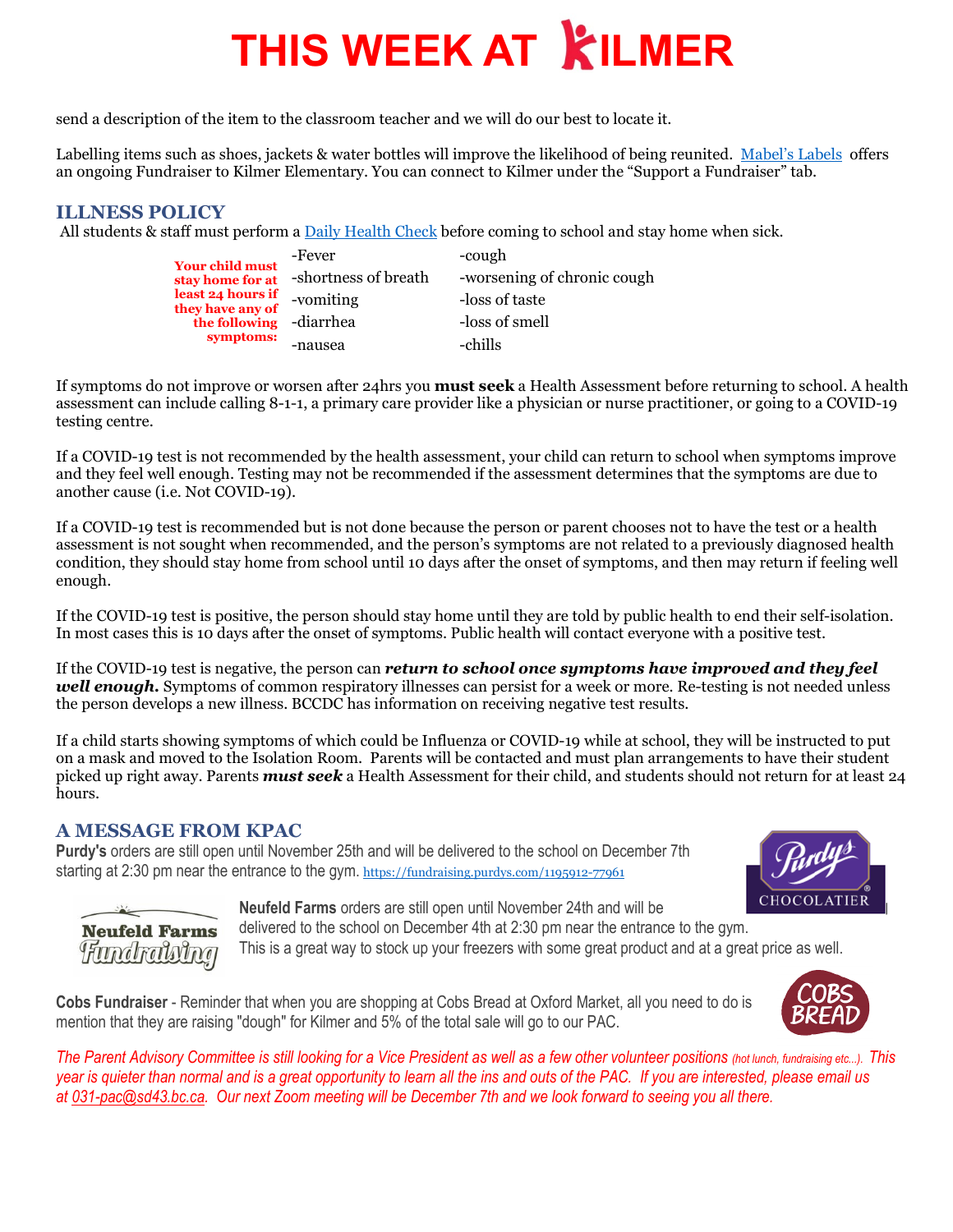send a description of the item to the classroom teacher and we will do our best to locate it.

Labelling items such as shoes, jackets & water bottles will improve the likelihood of being reunited. Mabel's Labels offers an ongoing Fundraiser to Kilmer Elementary. You can connect to Kilmer under the "Support a Fundraiser" tab.

## ILLNESS POLICY

All students & staff must perform a Daily Health Check before coming to school and stay home when sick.

**Your child must stay home for at least 24 hours if they have any of the following symptoms:**

| | |
|---|---|
| -Fever | -cough |
| -shortness of breath | -worsening of chronic cough |
| -vomiting | -loss of taste |
| -diarrhea | -loss of smell |
| -nausea | -chills |

If symptoms do not improve or worsen after 24hrs you **must seek** a Health Assessment before returning to school. A health assessment can include calling 8-1-1, a primary care provider like a physician or nurse practitioner, or going to a COVID-19 testing centre.

If a COVID-19 test is not recommended by the health assessment, your child can return to school when symptoms improve and they feel well enough. Testing may not be recommended if the assessment determines that the symptoms are due to another cause (i.e. Not COVID-19).

If a COVID-19 test is recommended but is not done because the person or parent chooses not to have the test or a health assessment is not sought when recommended, and the person's symptoms are not related to a previously diagnosed health condition, they should stay home from school until 10 days after the onset of symptoms, and then may return if feeling well enough.

If the COVID-19 test is positive, the person should stay home until they are told by public health to end their self-isolation. In most cases this is 10 days after the onset of symptoms. Public health will contact everyone with a positive test.

If the COVID-19 test is negative, the person can ***return to school once symptoms have improved and they feel well enough.*** Symptoms of common respiratory illnesses can persist for a week or more. Re-testing is not needed unless the person develops a new illness. BCCDC has information on receiving negative test results.

If a child starts showing symptoms of which could be Influenza or COVID-19 while at school, they will be instructed to put on a mask and moved to the Isolation Room. Parents will be contacted and must plan arrangements to have their student picked up right away. Parents ***must seek*** a Health Assessment for their child, and students should not return for at least 24 hours.

## A MESSAGE FROM KPAC

**Purdy's** orders are still open until November 25th and will be delivered to the school on December 7th starting at 2:30 pm near the entrance to the gym. https://fundraising.purdys.com/1195912-77961

**Neufeld Farms** orders are still open until November 24th and will be delivered to the school on December 4th at 2:30 pm near the entrance to the gym. This is a great way to stock up your freezers with some great product and at a great price as well.

**Cobs Fundraiser** - Reminder that when you are shopping at Cobs Bread at Oxford Market, all you need to do is mention that they are raising "dough" for Kilmer and 5% of the total sale will go to our PAC.

*The Parent Advisory Committee is still looking for a Vice President as well as a few other volunteer positions (hot lunch, fundraising etc...). This year is quieter than normal and is a great opportunity to learn all the ins and outs of the PAC. If you are interested, please email us at 031-pac@sd43.bc.ca. Our next Zoom meeting will be December 7th and we look forward to seeing you all there.*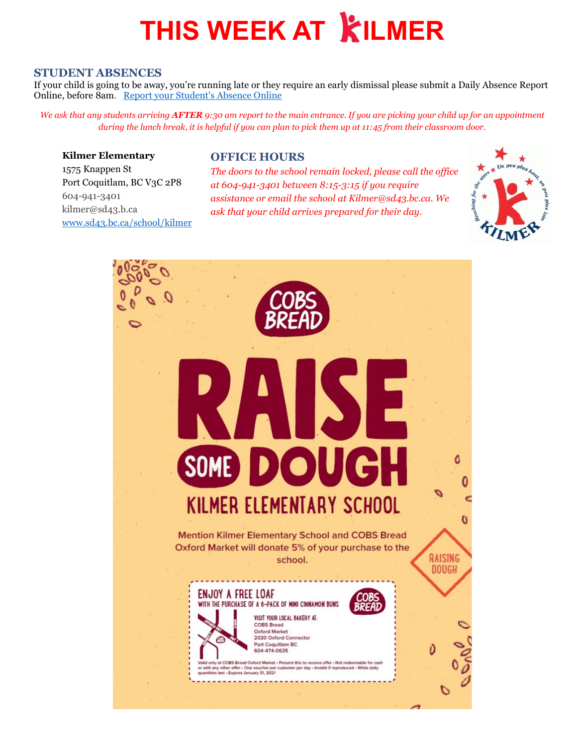# THIS WEEK AT KILMER

## STUDENT ABSENCES

If your child is going to be away, you're running late or they require an early dismissal please submit a Daily Absence Report Online, before 8am. [Report your Student's Absence Online]

*We ask that any students arriving **AFTER** 9:30 am report to the main entrance. If you are picking your child up for an appointment during the lunch break, it is helpful if you can plan to pick them up at 11:45 from their classroom door.*

**Kilmer Elementary**
1575 Knappen St
Port Coquitlam, BC V3C 2P8
604-941-3401
kilmer@sd43.b.ca
www.sd43.bc.ca/school/kilmer

## OFFICE HOURS

*The doors to the school remain locked, please call the office at 604-941-3401 between 8:15-3:15 if you require assistance or email the school at Kilmer@sd43.bc.ca. We ask that your child arrives prepared for their day.*

COBS BREAD

# RAISE SOME DOUGH

## KILMER ELEMENTARY SCHOOL

Mention Kilmer Elementary School and COBS Bread Oxford Market will donate 5% of your purchase to the school.

RAISING DOUGH

**ENJOY A FREE LOAF**
WITH THE PURCHASE OF A 6-PACK OF MINI CINNAMON BUNS

VISIT YOUR LOCAL BAKERY AT:
COBS Bread
Oxford Market
2020 Oxford Connector
Port Coquitlam BC
604-474-0635

Valid only at COBS Bread Oxford Market • Present this to receive offer • Not redeemable for cash or with any other offer • One voucher per customer per day • Invalid if reproduced • While daily quantities last • Expires January 31, 2021